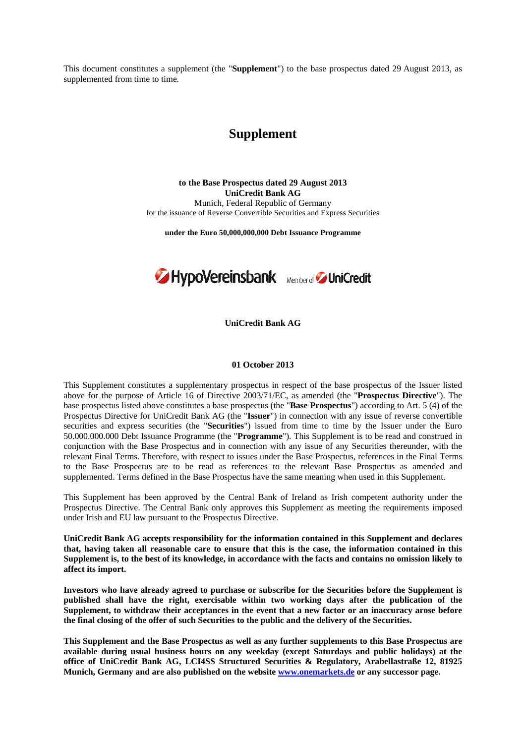This document constitutes a supplement (the "**Supplement**") to the base prospectus dated 29 August 2013, as supplemented from time to time.

# Supplement

**to the Base Prospectus dated 29 August 2013**
**UniCredit Bank AG**
Munich, Federal Republic of Germany
for the issuance of Reverse Convertible Securities and Express Securities

**under the Euro 50,000,000,000 Debt Issuance Programme**

**UniCredit Bank AG**

**01 October 2013**

This Supplement constitutes a supplementary prospectus in respect of the base prospectus of the Issuer listed above for the purpose of Article 16 of Directive 2003/71/EC, as amended (the "**Prospectus Directive**"). The base prospectus listed above constitutes a base prospectus (the "**Base Prospectus**") according to Art. 5 (4) of the Prospectus Directive for UniCredit Bank AG (the "**Issuer**") in connection with any issue of reverse convertible securities and express securities (the "**Securities**") issued from time to time by the Issuer under the Euro 50.000.000.000 Debt Issuance Programme (the "**Programme**"). This Supplement is to be read and construed in conjunction with the Base Prospectus and in connection with any issue of any Securities thereunder, with the relevant Final Terms. Therefore, with respect to issues under the Base Prospectus, references in the Final Terms to the Base Prospectus are to be read as references to the relevant Base Prospectus as amended and supplemented. Terms defined in the Base Prospectus have the same meaning when used in this Supplement.

This Supplement has been approved by the Central Bank of Ireland as Irish competent authority under the Prospectus Directive. The Central Bank only approves this Supplement as meeting the requirements imposed under Irish and EU law pursuant to the Prospectus Directive.

**UniCredit Bank AG accepts responsibility for the information contained in this Supplement and declares that, having taken all reasonable care to ensure that this is the case, the information contained in this Supplement is, to the best of its knowledge, in accordance with the facts and contains no omission likely to affect its import.**

**Investors who have already agreed to purchase or subscribe for the Securities before the Supplement is published shall have the right, exercisable within two working days after the publication of the Supplement, to withdraw their acceptances in the event that a new factor or an inaccuracy arose before the final closing of the offer of such Securities to the public and the delivery of the Securities.**

**This Supplement and the Base Prospectus as well as any further supplements to this Base Prospectus are available during usual business hours on any weekday (except Saturdays and public holidays) at the office of UniCredit Bank AG, LCI4SS Structured Securities & Regulatory, Arabellastraße 12, 81925 Munich, Germany and are also published on the website www.onemarkets.de or any successor page.**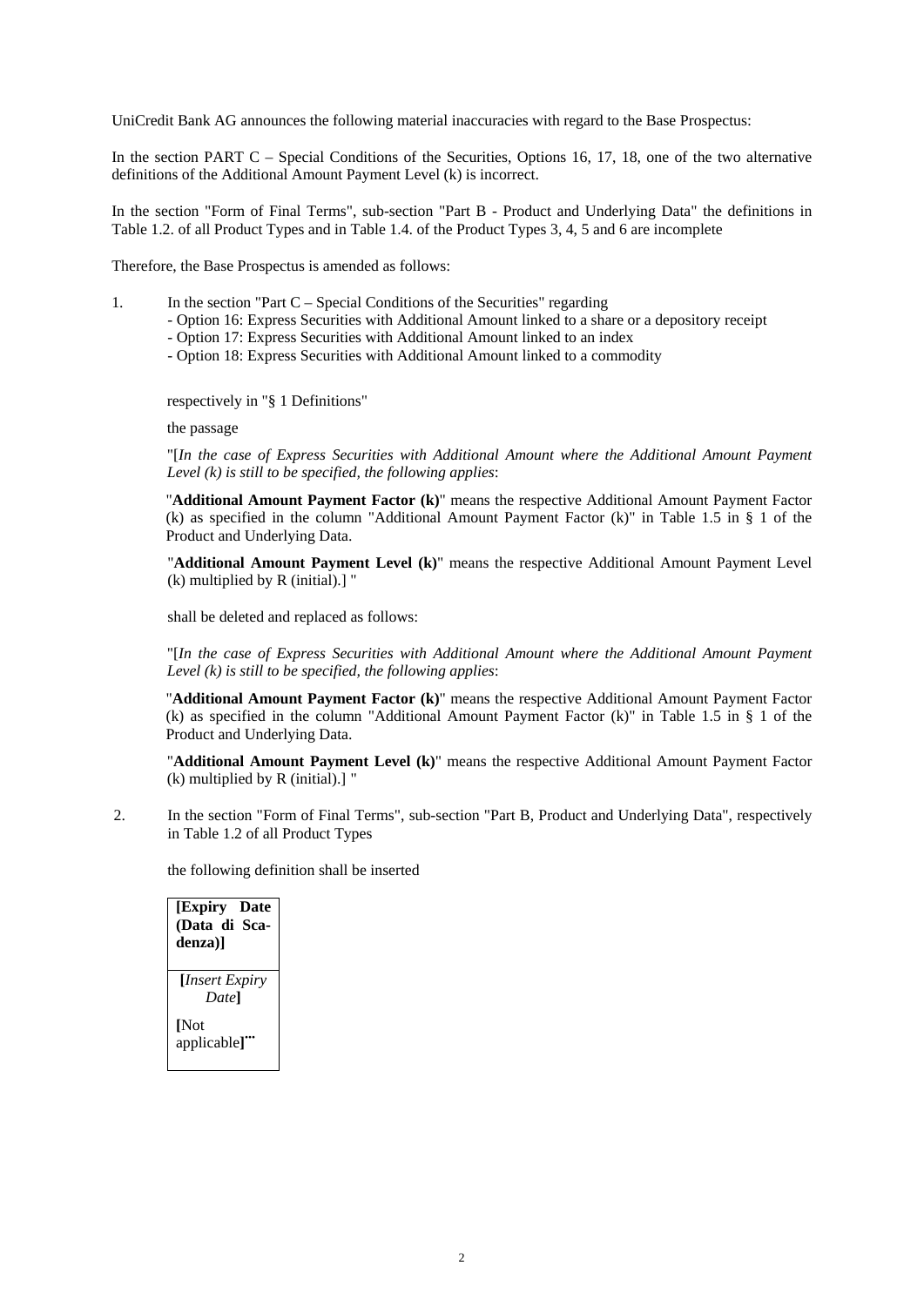UniCredit Bank AG announces the following material inaccuracies with regard to the Base Prospectus:

In the section PART C – Special Conditions of the Securities, Options 16, 17, 18, one of the two alternative definitions of the Additional Amount Payment Level (k) is incorrect.

In the section "Form of Final Terms", sub-section "Part B - Product and Underlying Data" the definitions in Table 1.2. of all Product Types and in Table 1.4. of the Product Types 3, 4, 5 and 6 are incomplete

Therefore, the Base Prospectus is amended as follows:

1. In the section "Part C – Special Conditions of the Securities" regarding
   - Option 16: Express Securities with Additional Amount linked to a share or a depository receipt
   - Option 17: Express Securities with Additional Amount linked to an index
   - Option 18: Express Securities with Additional Amount linked to a commodity

   respectively in "§ 1 Definitions"

   the passage

   "[*In the case of Express Securities with Additional Amount where the Additional Amount Payment Level (k) is still to be specified, the following applies*:

   "**Additional Amount Payment Factor (k)**" means the respective Additional Amount Payment Factor (k) as specified in the column "Additional Amount Payment Factor (k)" in Table 1.5 in § 1 of the Product and Underlying Data.

   "**Additional Amount Payment Level (k)**" means the respective Additional Amount Payment Level (k) multiplied by R (initial).] "

   shall be deleted and replaced as follows:

   "[*In the case of Express Securities with Additional Amount where the Additional Amount Payment Level (k) is still to be specified, the following applies*:

   "**Additional Amount Payment Factor (k)**" means the respective Additional Amount Payment Factor (k) as specified in the column "Additional Amount Payment Factor (k)" in Table 1.5 in § 1 of the Product and Underlying Data.

   "**Additional Amount Payment Level (k)**" means the respective Additional Amount Payment Factor (k) multiplied by R (initial).] "

2. In the section "Form of Final Terms", sub-section "Part B, Product and Underlying Data", respectively in Table 1.2 of all Product Types

   the following definition shall be inserted

| **[Expiry Date (Data di Scadenza)]** |
|---|
| **[***Insert Expiry Date***]** **[**Not applicable**]**[...] |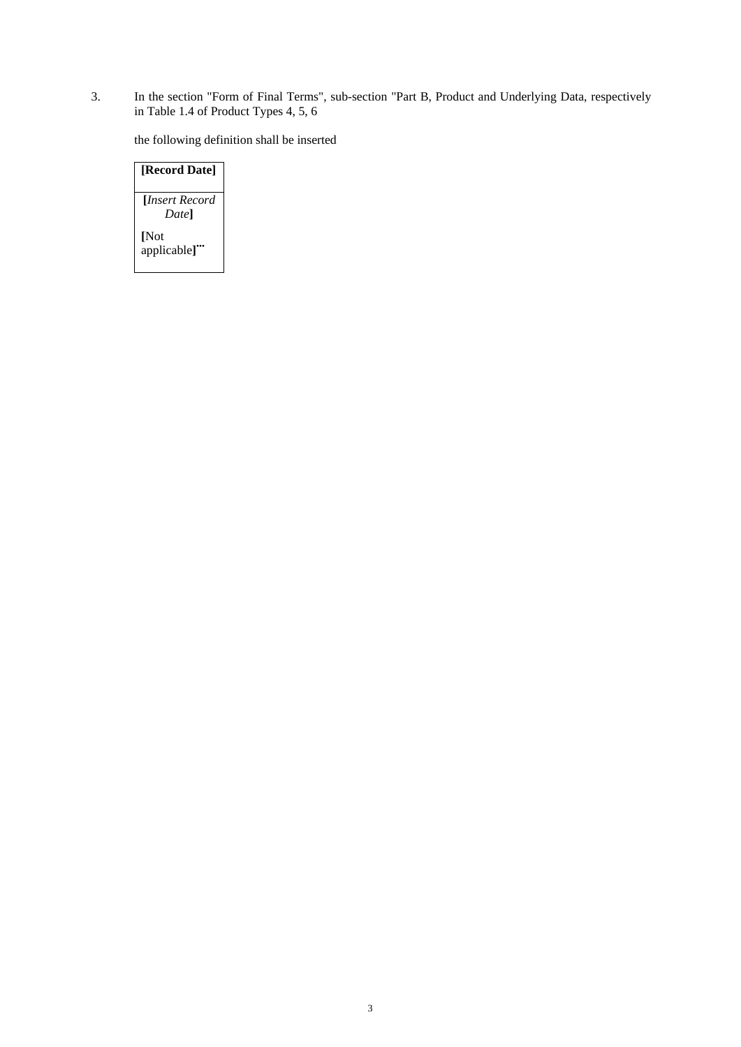3. In the section "Form of Final Terms", sub-section "Part B, Product and Underlying Data, respectively in Table 1.4 of Product Types 4, 5, 6

the following definition shall be inserted

| [Record Date] |
| --- |
| [*Insert Record Date*]<br><br>[Not applicable]" |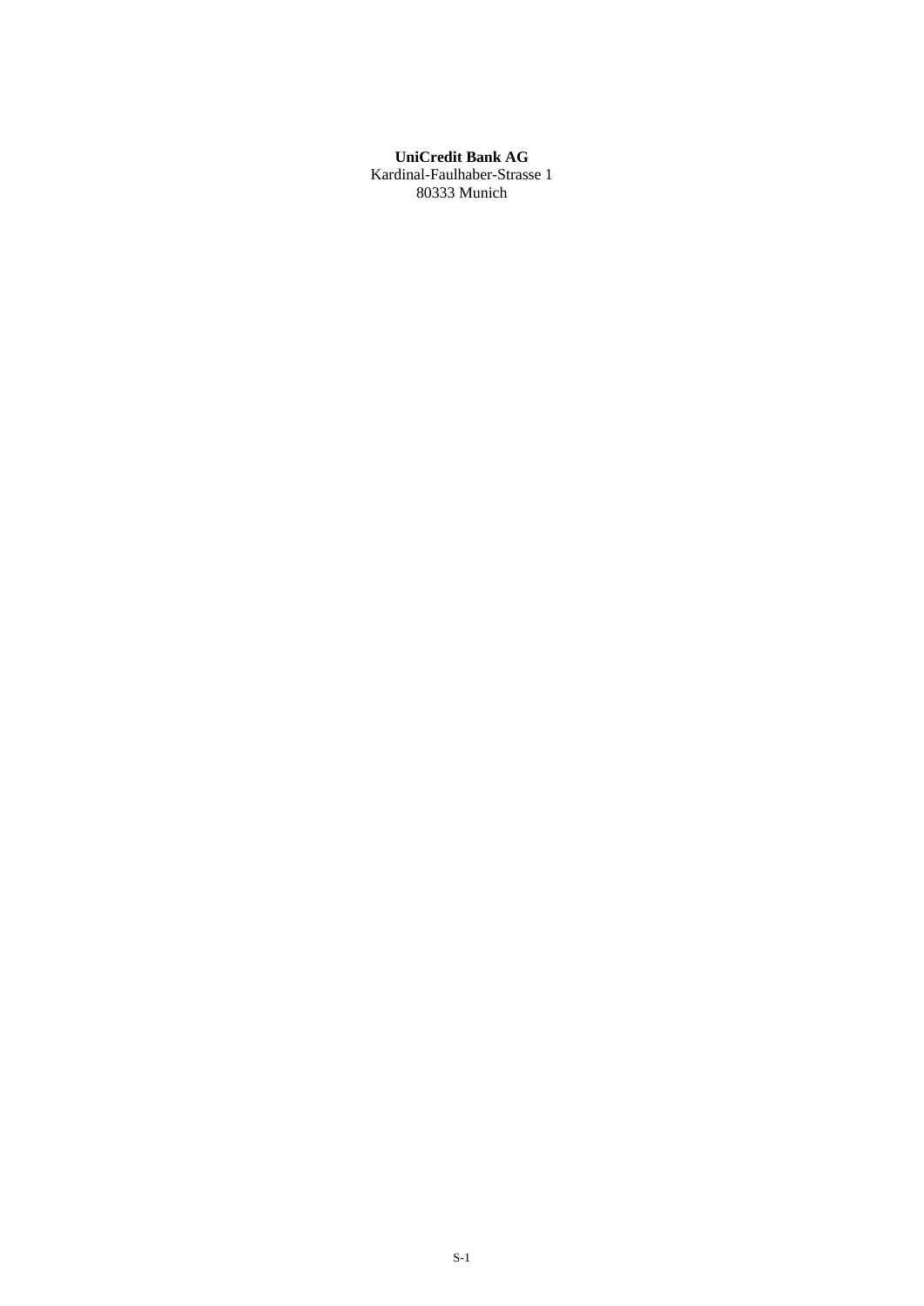**UniCredit Bank AG**
Kardinal-Faulhaber-Strasse 1
80333 Munich